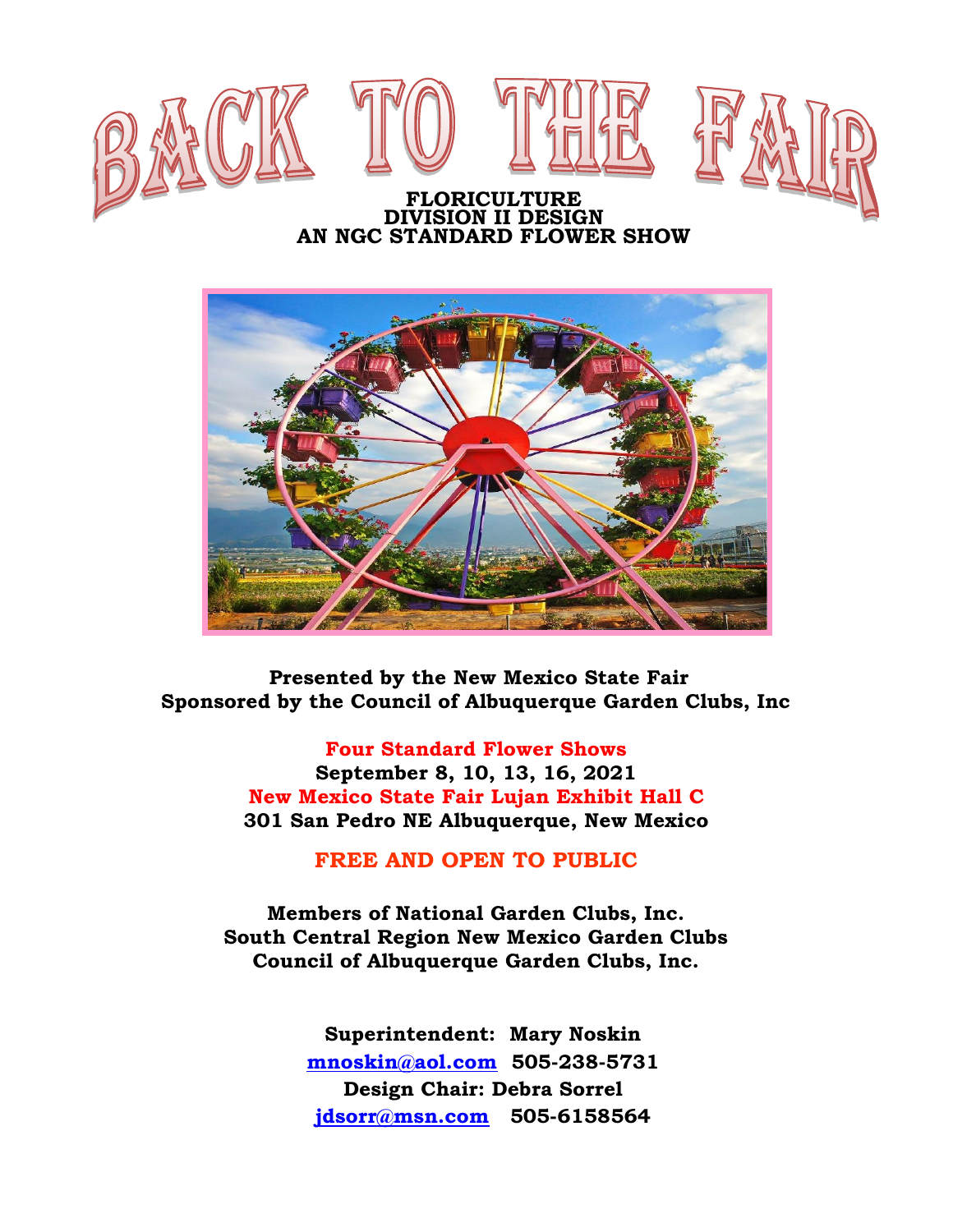# BACK TO THE FAIR

**FLORICULTURE**
**DIVISION II DESIGN**
**AN NGC STANDARD FLOWER SHOW**

**Presented by the New Mexico State Fair**
**Sponsored by the Council of Albuquerque Garden Clubs, Inc**

**Four Standard Flower Shows**
**September 8, 10, 13, 16, 2021**
**New Mexico State Fair Lujan Exhibit Hall C**
**301 San Pedro NE Albuquerque, New Mexico**

**FREE AND OPEN TO PUBLIC**

**Members of National Garden Clubs, Inc.**
**South Central Region New Mexico Garden Clubs**
**Council of Albuquerque Garden Clubs, Inc.**

**Superintendent: Mary Noskin**
**mnoskin@aol.com 505-238-5731**
**Design Chair: Debra Sorrel**
**jdsorr@msn.com 505-6158564**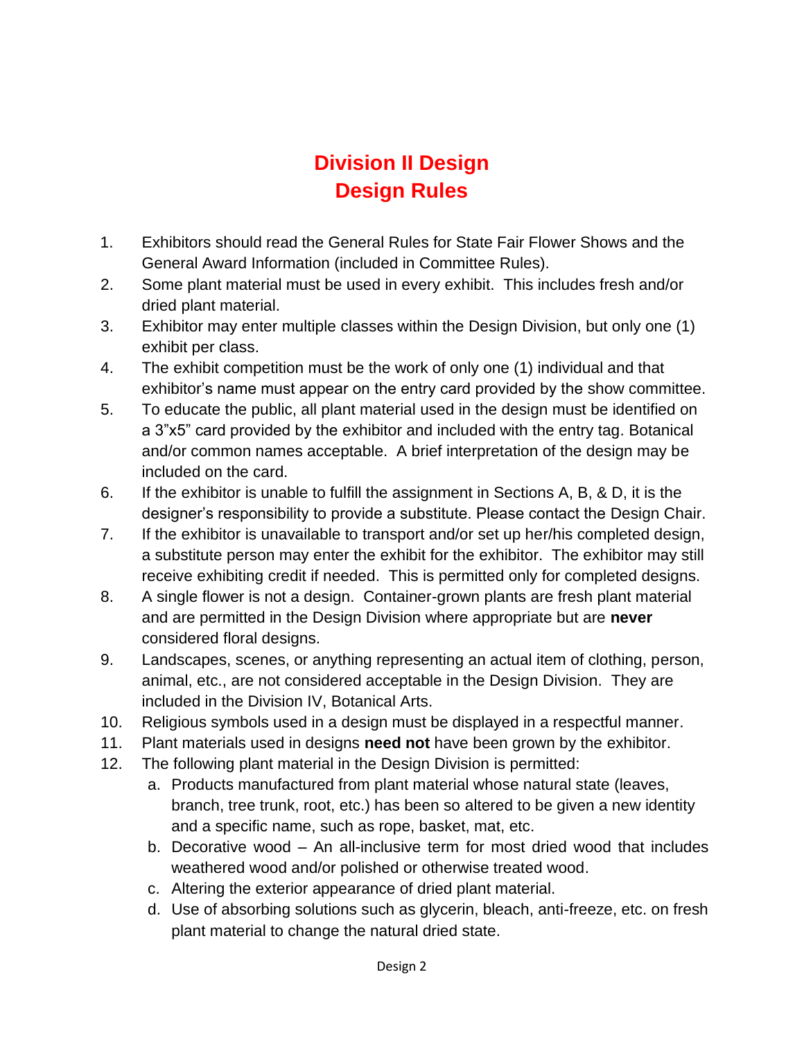# Division II Design
# Design Rules

1. Exhibitors should read the General Rules for State Fair Flower Shows and the General Award Information (included in Committee Rules).
2. Some plant material must be used in every exhibit. This includes fresh and/or dried plant material.
3. Exhibitor may enter multiple classes within the Design Division, but only one (1) exhibit per class.
4. The exhibit competition must be the work of only one (1) individual and that exhibitor's name must appear on the entry card provided by the show committee.
5. To educate the public, all plant material used in the design must be identified on a 3"x5" card provided by the exhibitor and included with the entry tag. Botanical and/or common names acceptable. A brief interpretation of the design may be included on the card.
6. If the exhibitor is unable to fulfill the assignment in Sections A, B, & D, it is the designer's responsibility to provide a substitute. Please contact the Design Chair.
7. If the exhibitor is unavailable to transport and/or set up her/his completed design, a substitute person may enter the exhibit for the exhibitor. The exhibitor may still receive exhibiting credit if needed. This is permitted only for completed designs.
8. A single flower is not a design. Container-grown plants are fresh plant material and are permitted in the Design Division where appropriate but are **never** considered floral designs.
9. Landscapes, scenes, or anything representing an actual item of clothing, person, animal, etc., are not considered acceptable in the Design Division. They are included in the Division IV, Botanical Arts.
10. Religious symbols used in a design must be displayed in a respectful manner.
11. Plant materials used in designs **need not** have been grown by the exhibitor.
12. The following plant material in the Design Division is permitted:
    a. Products manufactured from plant material whose natural state (leaves, branch, tree trunk, root, etc.) has been so altered to be given a new identity and a specific name, such as rope, basket, mat, etc.
    b. Decorative wood – An all-inclusive term for most dried wood that includes weathered wood and/or polished or otherwise treated wood.
    c. Altering the exterior appearance of dried plant material.
    d. Use of absorbing solutions such as glycerin, bleach, anti-freeze, etc. on fresh plant material to change the natural dried state.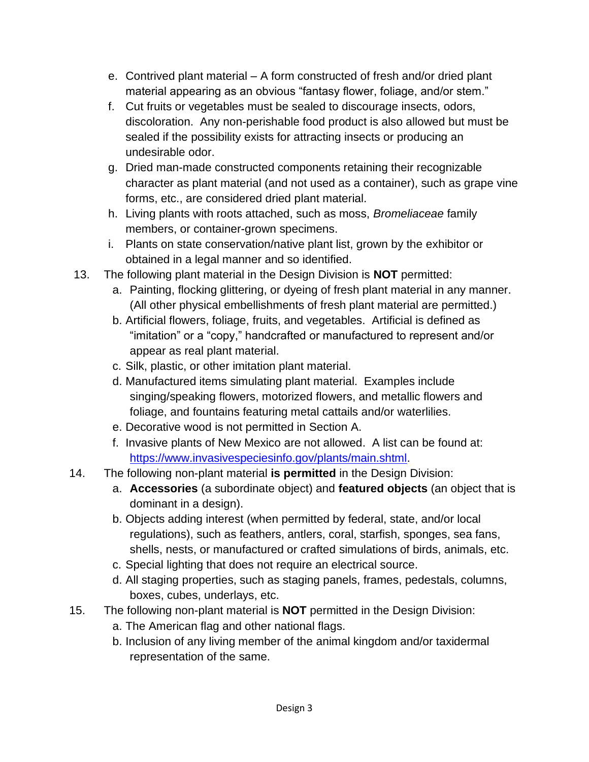e. Contrived plant material – A form constructed of fresh and/or dried plant material appearing as an obvious "fantasy flower, foliage, and/or stem."
   f. Cut fruits or vegetables must be sealed to discourage insects, odors, discoloration. Any non-perishable food product is also allowed but must be sealed if the possibility exists for attracting insects or producing an undesirable odor.
   g. Dried man-made constructed components retaining their recognizable character as plant material (and not used as a container), such as grape vine forms, etc., are considered dried plant material.
   h. Living plants with roots attached, such as moss, *Bromeliaceae* family members, or container-grown specimens.
   i. Plants on state conservation/native plant list, grown by the exhibitor or obtained in a legal manner and so identified.

13. The following plant material in the Design Division is **NOT** permitted:
   a. Painting, flocking glittering, or dyeing of fresh plant material in any manner. (All other physical embellishments of fresh plant material are permitted.)
   b. Artificial flowers, foliage, fruits, and vegetables. Artificial is defined as "imitation" or a "copy," handcrafted or manufactured to represent and/or appear as real plant material.
   c. Silk, plastic, or other imitation plant material.
   d. Manufactured items simulating plant material. Examples include singing/speaking flowers, motorized flowers, and metallic flowers and foliage, and fountains featuring metal cattails and/or waterlilies.
   e. Decorative wood is not permitted in Section A.
   f. Invasive plants of New Mexico are not allowed. A list can be found at: [https://www.invasivespeciesinfo.gov/plants/main.shtml](https://www.invasivespeciesinfo.gov/plants/main.shtml).

14. The following non-plant material **is permitted** in the Design Division:
   a. **Accessories** (a subordinate object) and **featured objects** (an object that is dominant in a design).
   b. Objects adding interest (when permitted by federal, state, and/or local regulations), such as feathers, antlers, coral, starfish, sponges, sea fans, shells, nests, or manufactured or crafted simulations of birds, animals, etc.
   c. Special lighting that does not require an electrical source.
   d. All staging properties, such as staging panels, frames, pedestals, columns, boxes, cubes, underlays, etc.

15. The following non-plant material is **NOT** permitted in the Design Division:
   a. The American flag and other national flags.
   b. Inclusion of any living member of the animal kingdom and/or taxidermal representation of the same.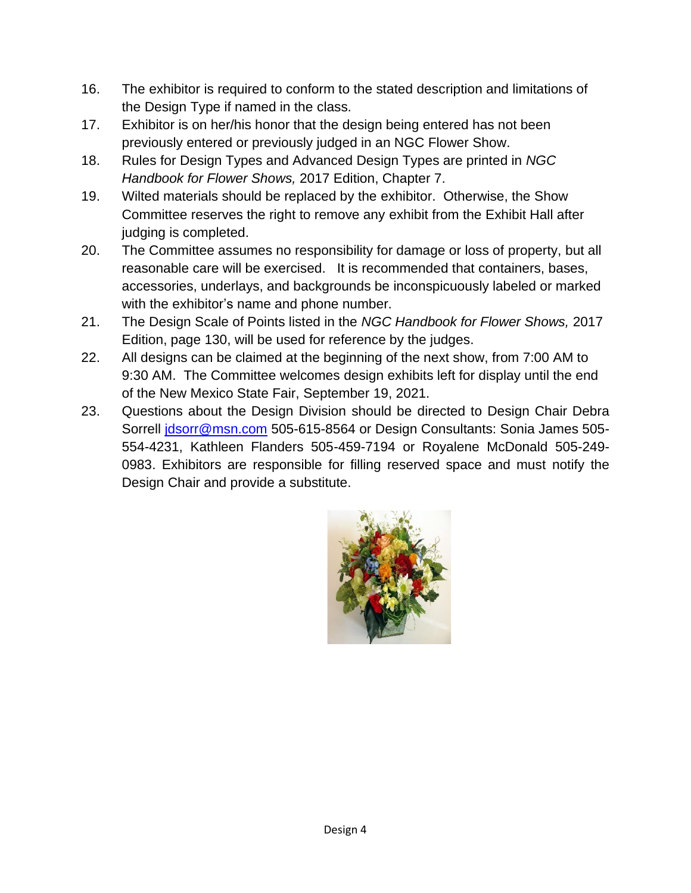16. The exhibitor is required to conform to the stated description and limitations of the Design Type if named in the class.
17. Exhibitor is on her/his honor that the design being entered has not been previously entered or previously judged in an NGC Flower Show.
18. Rules for Design Types and Advanced Design Types are printed in *NGC Handbook for Flower Shows,* 2017 Edition, Chapter 7.
19. Wilted materials should be replaced by the exhibitor. Otherwise, the Show Committee reserves the right to remove any exhibit from the Exhibit Hall after judging is completed.
20. The Committee assumes no responsibility for damage or loss of property, but all reasonable care will be exercised. It is recommended that containers, bases, accessories, underlays, and backgrounds be inconspicuously labeled or marked with the exhibitor's name and phone number.
21. The Design Scale of Points listed in the *NGC Handbook for Flower Shows,* 2017 Edition, page 130, will be used for reference by the judges.
22. All designs can be claimed at the beginning of the next show, from 7:00 AM to 9:30 AM. The Committee welcomes design exhibits left for display until the end of the New Mexico State Fair, September 19, 2021.
23. Questions about the Design Division should be directed to Design Chair Debra Sorrell jdsorr@msn.com 505-615-8564 or Design Consultants: Sonia James 505-554-4231, Kathleen Flanders 505-459-7194 or Royalene McDonald 505-249-0983. Exhibitors are responsible for filling reserved space and must notify the Design Chair and provide a substitute.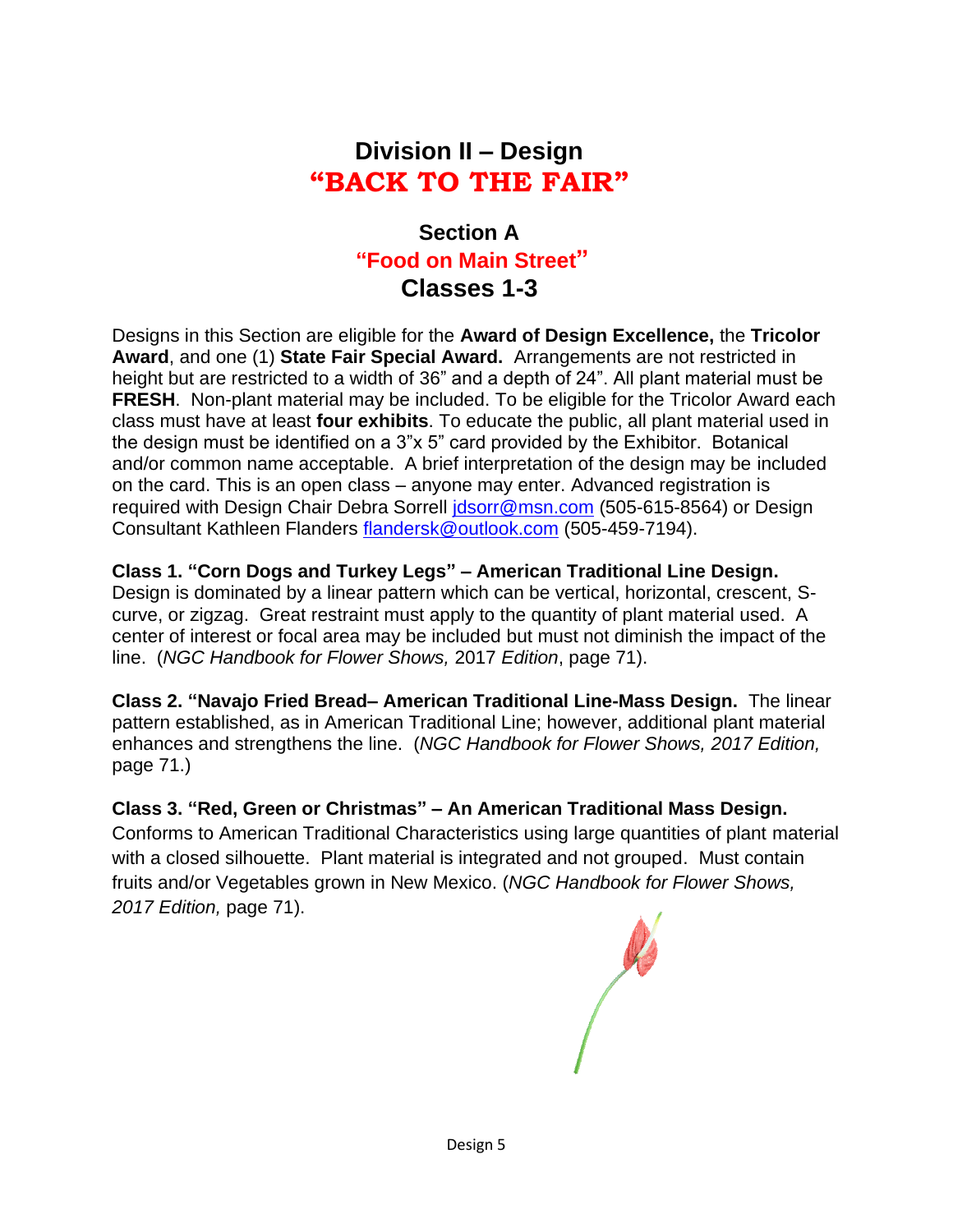# Division II – Design
# "BACK TO THE FAIR"

## Section A
## "Food on Main Street"
## Classes 1-3

Designs in this Section are eligible for the **Award of Design Excellence,** the **Tricolor Award**, and one (1) **State Fair Special Award.** Arrangements are not restricted in height but are restricted to a width of 36" and a depth of 24". All plant material must be **FRESH**. Non-plant material may be included. To be eligible for the Tricolor Award each class must have at least **four exhibits**. To educate the public, all plant material used in the design must be identified on a 3"x 5" card provided by the Exhibitor. Botanical and/or common name acceptable. A brief interpretation of the design may be included on the card. This is an open class – anyone may enter. Advanced registration is required with Design Chair Debra Sorrell jdsorr@msn.com (505-615-8564) or Design Consultant Kathleen Flanders flandersk@outlook.com (505-459-7194).

**Class 1. "Corn Dogs and Turkey Legs" – American Traditional Line Design.** Design is dominated by a linear pattern which can be vertical, horizontal, crescent, S-curve, or zigzag. Great restraint must apply to the quantity of plant material used. A center of interest or focal area may be included but must not diminish the impact of the line. (*NGC Handbook for Flower Shows,* 2017 *Edition*, page 71).

**Class 2. "Navajo Fried Bread– American Traditional Line-Mass Design.** The linear pattern established, as in American Traditional Line; however, additional plant material enhances and strengthens the line. (*NGC Handbook for Flower Shows, 2017 Edition,* page 71.)

**Class 3. "Red, Green or Christmas" – An American Traditional Mass Design.** Conforms to American Traditional Characteristics using large quantities of plant material with a closed silhouette. Plant material is integrated and not grouped. Must contain fruits and/or Vegetables grown in New Mexico. (*NGC Handbook for Flower Shows, 2017 Edition,* page 71).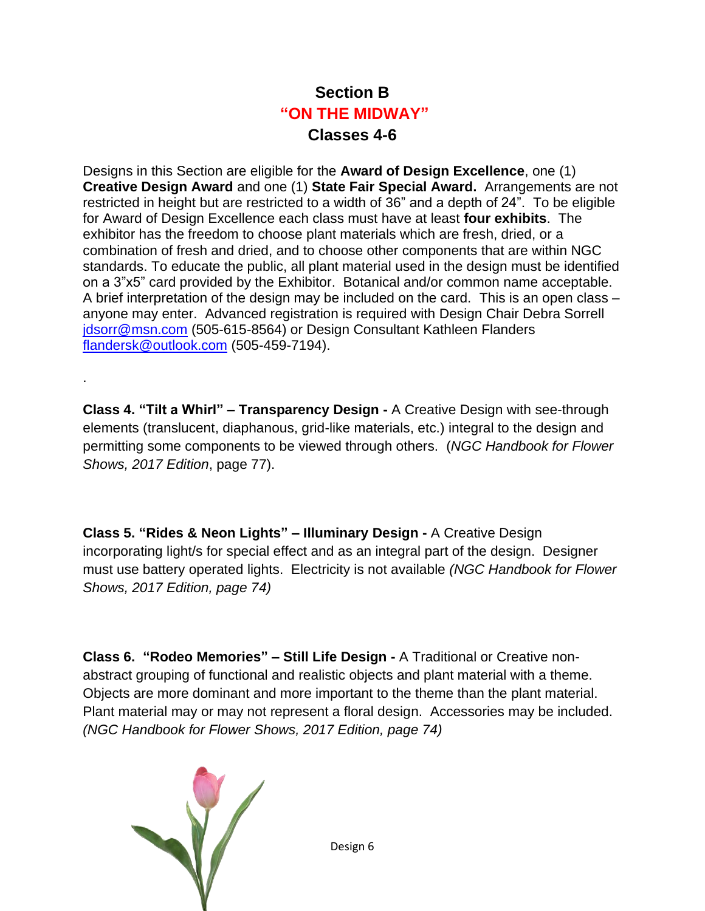# Section B
## "ON THE MIDWAY"
## Classes 4-6

Designs in this Section are eligible for the **Award of Design Excellence**, one (1) **Creative Design Award** and one (1) **State Fair Special Award.** Arrangements are not restricted in height but are restricted to a width of 36" and a depth of 24". To be eligible for Award of Design Excellence each class must have at least **four exhibits**. The exhibitor has the freedom to choose plant materials which are fresh, dried, or a combination of fresh and dried, and to choose other components that are within NGC standards. To educate the public, all plant material used in the design must be identified on a 3"x5" card provided by the Exhibitor. Botanical and/or common name acceptable. A brief interpretation of the design may be included on the card. This is an open class – anyone may enter. Advanced registration is required with Design Chair Debra Sorrell jdsorr@msn.com (505-615-8564) or Design Consultant Kathleen Flanders flandersk@outlook.com (505-459-7194).

.

**Class 4. "Tilt a Whirl" – Transparency Design -** A Creative Design with see-through elements (translucent, diaphanous, grid-like materials, etc.) integral to the design and permitting some components to be viewed through others. (*NGC Handbook for Flower Shows, 2017 Edition*, page 77).

**Class 5. "Rides & Neon Lights" – Illuminary Design -** A Creative Design incorporating light/s for special effect and as an integral part of the design. Designer must use battery operated lights. Electricity is not available *(NGC Handbook for Flower Shows, 2017 Edition, page 74)*

**Class 6. "Rodeo Memories" – Still Life Design -** A Traditional or Creative non-abstract grouping of functional and realistic objects and plant material with a theme. Objects are more dominant and more important to the theme than the plant material. Plant material may or may not represent a floral design. Accessories may be included. *(NGC Handbook for Flower Shows, 2017 Edition, page 74)*

Design 6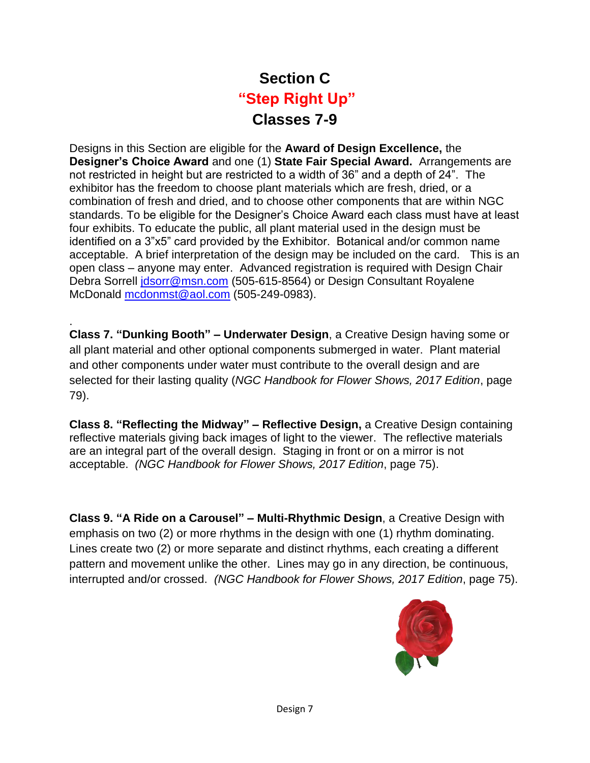# Section C

## "Step Right Up"

## Classes 7-9

Designs in this Section are eligible for the **Award of Design Excellence,** the **Designer's Choice Award** and one (1) **State Fair Special Award.** Arrangements are not restricted in height but are restricted to a width of 36" and a depth of 24". The exhibitor has the freedom to choose plant materials which are fresh, dried, or a combination of fresh and dried, and to choose other components that are within NGC standards. To be eligible for the Designer's Choice Award each class must have at least four exhibits. To educate the public, all plant material used in the design must be identified on a 3"x5" card provided by the Exhibitor. Botanical and/or common name acceptable. A brief interpretation of the design may be included on the card. This is an open class – anyone may enter. Advanced registration is required with Design Chair Debra Sorrell jdsorr@msn.com (505-615-8564) or Design Consultant Royalene McDonald mcdonmst@aol.com (505-249-0983).

.

**Class 7. "Dunking Booth" – Underwater Design**, a Creative Design having some or all plant material and other optional components submerged in water. Plant material and other components under water must contribute to the overall design and are selected for their lasting quality (*NGC Handbook for Flower Shows, 2017 Edition*, page 79).

**Class 8. "Reflecting the Midway" – Reflective Design,** a Creative Design containing reflective materials giving back images of light to the viewer. The reflective materials are an integral part of the overall design. Staging in front or on a mirror is not acceptable. *(NGC Handbook for Flower Shows, 2017 Edition*, page 75).

**Class 9. "A Ride on a Carousel" – Multi-Rhythmic Design**, a Creative Design with emphasis on two (2) or more rhythms in the design with one (1) rhythm dominating. Lines create two (2) or more separate and distinct rhythms, each creating a different pattern and movement unlike the other. Lines may go in any direction, be continuous, interrupted and/or crossed. *(NGC Handbook for Flower Shows, 2017 Edition*, page 75).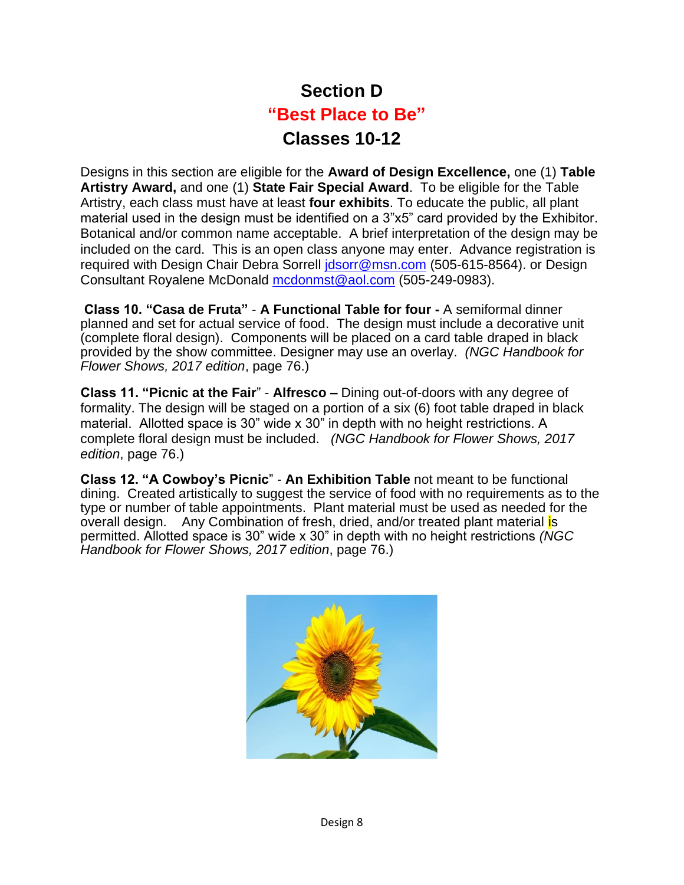# Section D

## "Best Place to Be"

## Classes 10-12

Designs in this section are eligible for the **Award of Design Excellence,** one (1) **Table Artistry Award,** and one (1) **State Fair Special Award**. To be eligible for the Table Artistry, each class must have at least **four exhibits**. To educate the public, all plant material used in the design must be identified on a 3"x5" card provided by the Exhibitor. Botanical and/or common name acceptable. A brief interpretation of the design may be included on the card. This is an open class anyone may enter. Advance registration is required with Design Chair Debra Sorrell jdsorr@msn.com (505-615-8564). or Design Consultant Royalene McDonald mcdonmst@aol.com (505-249-0983).

**Class 10. "Casa de Fruta"** - **A Functional Table for four -** A semiformal dinner planned and set for actual service of food. The design must include a decorative unit (complete floral design). Components will be placed on a card table draped in black provided by the show committee. Designer may use an overlay. *(NGC Handbook for Flower Shows, 2017 edition*, page 76.)

**Class 11. "Picnic at the Fair**" - **Alfresco –** Dining out-of-doors with any degree of formality. The design will be staged on a portion of a six (6) foot table draped in black material. Allotted space is 30" wide x 30" in depth with no height restrictions. A complete floral design must be included. *(NGC Handbook for Flower Shows, 2017 edition*, page 76.)

**Class 12. "A Cowboy's Picnic**" - **An Exhibition Table** not meant to be functional dining. Created artistically to suggest the service of food with no requirements as to the type or number of table appointments. Plant material must be used as needed for the overall design. Any Combination of fresh, dried, and/or treated plant material is permitted. Allotted space is 30" wide x 30" in depth with no height restrictions *(NGC Handbook for Flower Shows, 2017 edition*, page 76.)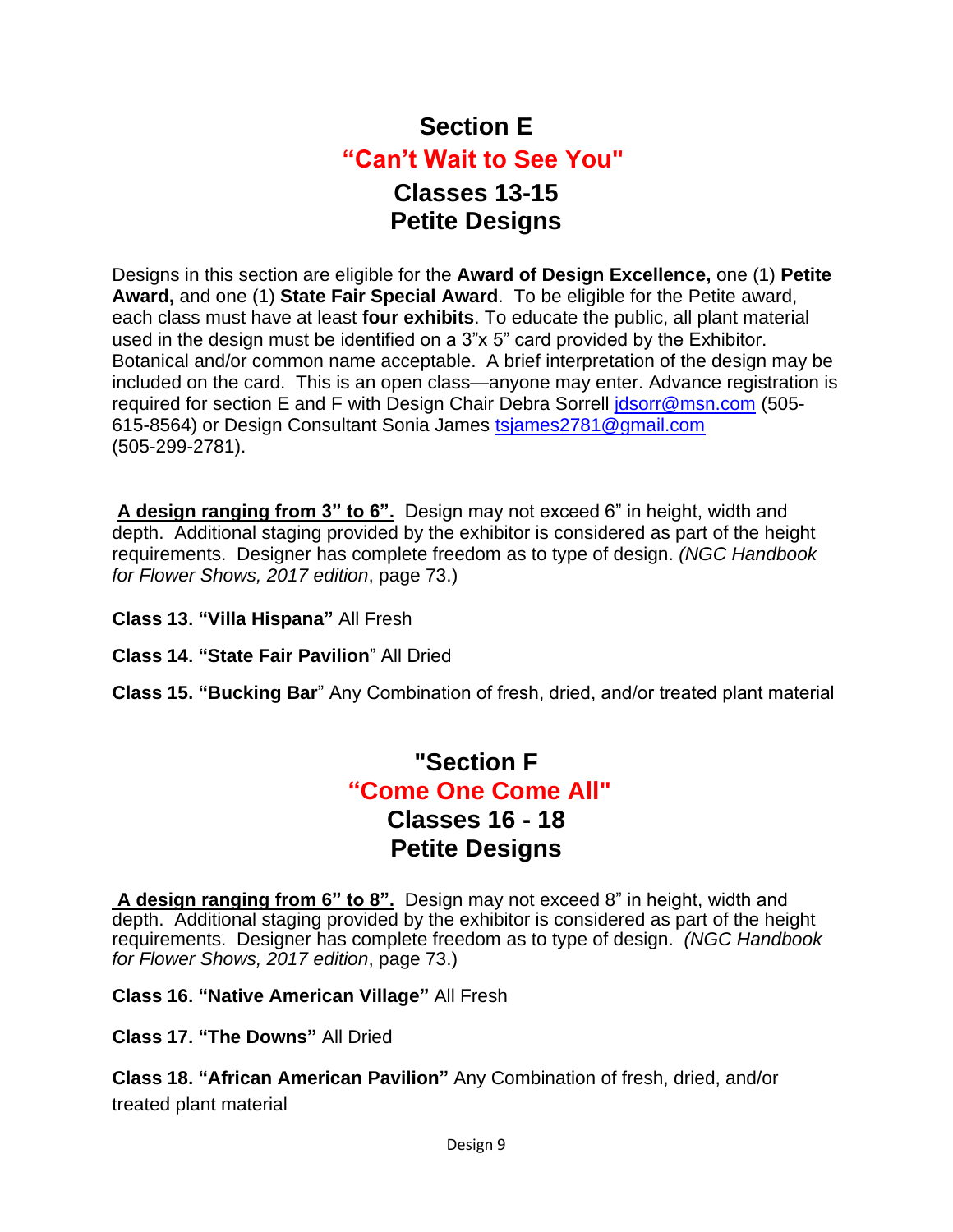# Section E

## "Can't Wait to See You"

## Classes 13-15

## Petite Designs

Designs in this section are eligible for the **Award of Design Excellence,** one (1) **Petite Award,** and one (1) **State Fair Special Award**. To be eligible for the Petite award, each class must have at least **four exhibits**. To educate the public, all plant material used in the design must be identified on a 3"x 5" card provided by the Exhibitor. Botanical and/or common name acceptable. A brief interpretation of the design may be included on the card. This is an open class—anyone may enter. Advance registration is required for section E and F with Design Chair Debra Sorrell jdsorr@msn.com (505-615-8564) or Design Consultant Sonia James tsjames2781@gmail.com (505-299-2781).

**A design ranging from 3" to 6".** Design may not exceed 6" in height, width and depth. Additional staging provided by the exhibitor is considered as part of the height requirements. Designer has complete freedom as to type of design. *(NGC Handbook for Flower Shows, 2017 edition*, page 73.)

**Class 13. "Villa Hispana"** All Fresh

**Class 14. "State Fair Pavilion**" All Dried

**Class 15. "Bucking Bar**" Any Combination of fresh, dried, and/or treated plant material

# "Section F

## "Come One Come All"

## Classes 16 - 18

## Petite Designs

**A design ranging from 6" to 8".** Design may not exceed 8" in height, width and depth. Additional staging provided by the exhibitor is considered as part of the height requirements. Designer has complete freedom as to type of design. *(NGC Handbook for Flower Shows, 2017 edition*, page 73.)

**Class 16. "Native American Village"** All Fresh

**Class 17. "The Downs"** All Dried

**Class 18. "African American Pavilion"** Any Combination of fresh, dried, and/or treated plant material